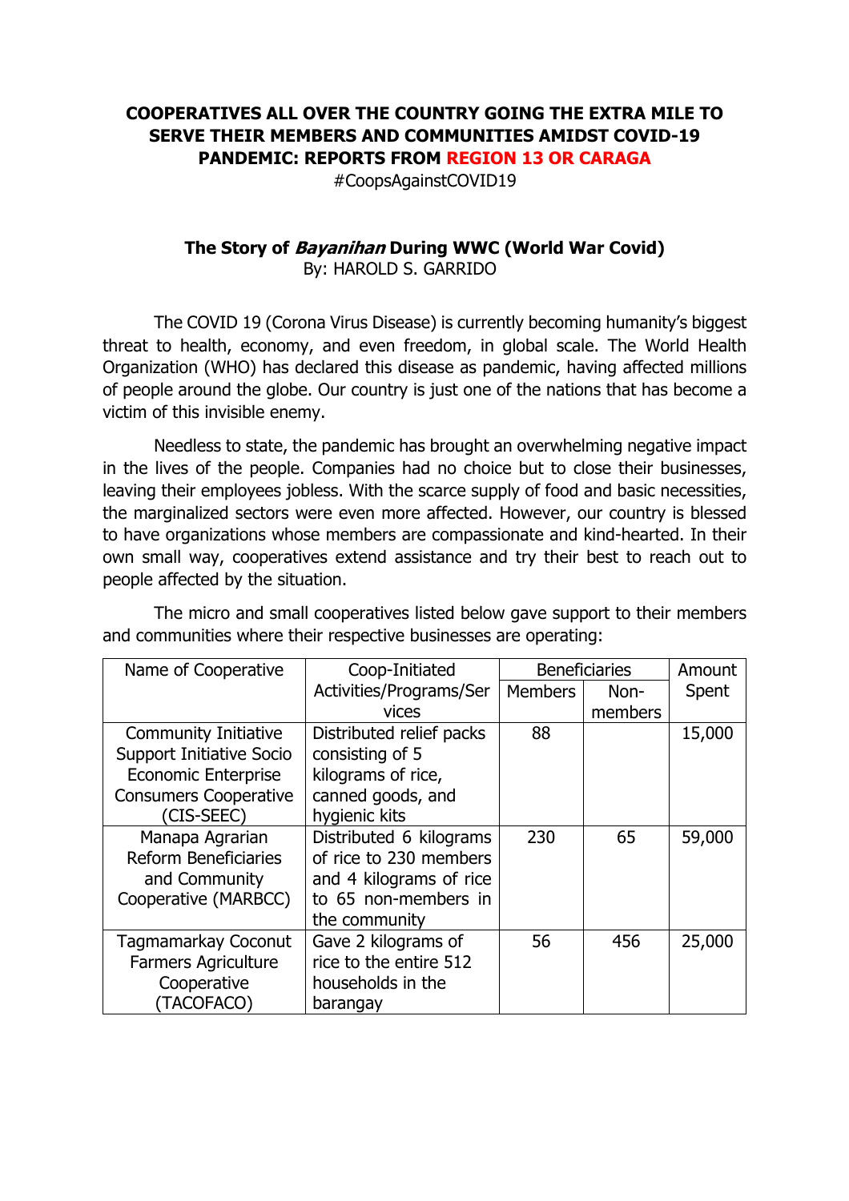**COOPERATIVES ALL OVER THE COUNTRY GOING THE EXTRA MILE TO SERVE THEIR MEMBERS AND COMMUNITIES AMIDST COVID-19 PANDEMIC: REPORTS FROM REGION 13 OR CARAGA**

#CoopsAgainstCOVID19

**The Story of *Bayanihan* During WWC (World War Covid)**

By: HAROLD S. GARRIDO

The COVID 19 (Corona Virus Disease) is currently becoming humanity's biggest threat to health, economy, and even freedom, in global scale. The World Health Organization (WHO) has declared this disease as pandemic, having affected millions of people around the globe. Our country is just one of the nations that has become a victim of this invisible enemy.

Needless to state, the pandemic has brought an overwhelming negative impact in the lives of the people. Companies had no choice but to close their businesses, leaving their employees jobless. With the scarce supply of food and basic necessities, the marginalized sectors were even more affected. However, our country is blessed to have organizations whose members are compassionate and kind-hearted. In their own small way, cooperatives extend assistance and try their best to reach out to people affected by the situation.

The micro and small cooperatives listed below gave support to their members and communities where their respective businesses are operating:

| Name of Cooperative | Coop-Initiated Activities/Programs/Services | Beneficiaries | | Amount Spent |
|---|---|---|---|---|
| | | Members | Non-members | |
| Community Initiative Support Initiative Socio Economic Enterprise Consumers Cooperative (CIS-SEEC) | Distributed relief packs consisting of 5 kilograms of rice, canned goods, and hygienic kits | 88 | | 15,000 |
| Manapa Agrarian Reform Beneficiaries and Community Cooperative (MARBCC) | Distributed 6 kilograms of rice to 230 members and 4 kilograms of rice to 65 non-members in the community | 230 | 65 | 59,000 |
| Tagmamarkay Coconut Farmers Agriculture Cooperative (TACOFACO) | Gave 2 kilograms of rice to the entire 512 households in the barangay | 56 | 456 | 25,000 |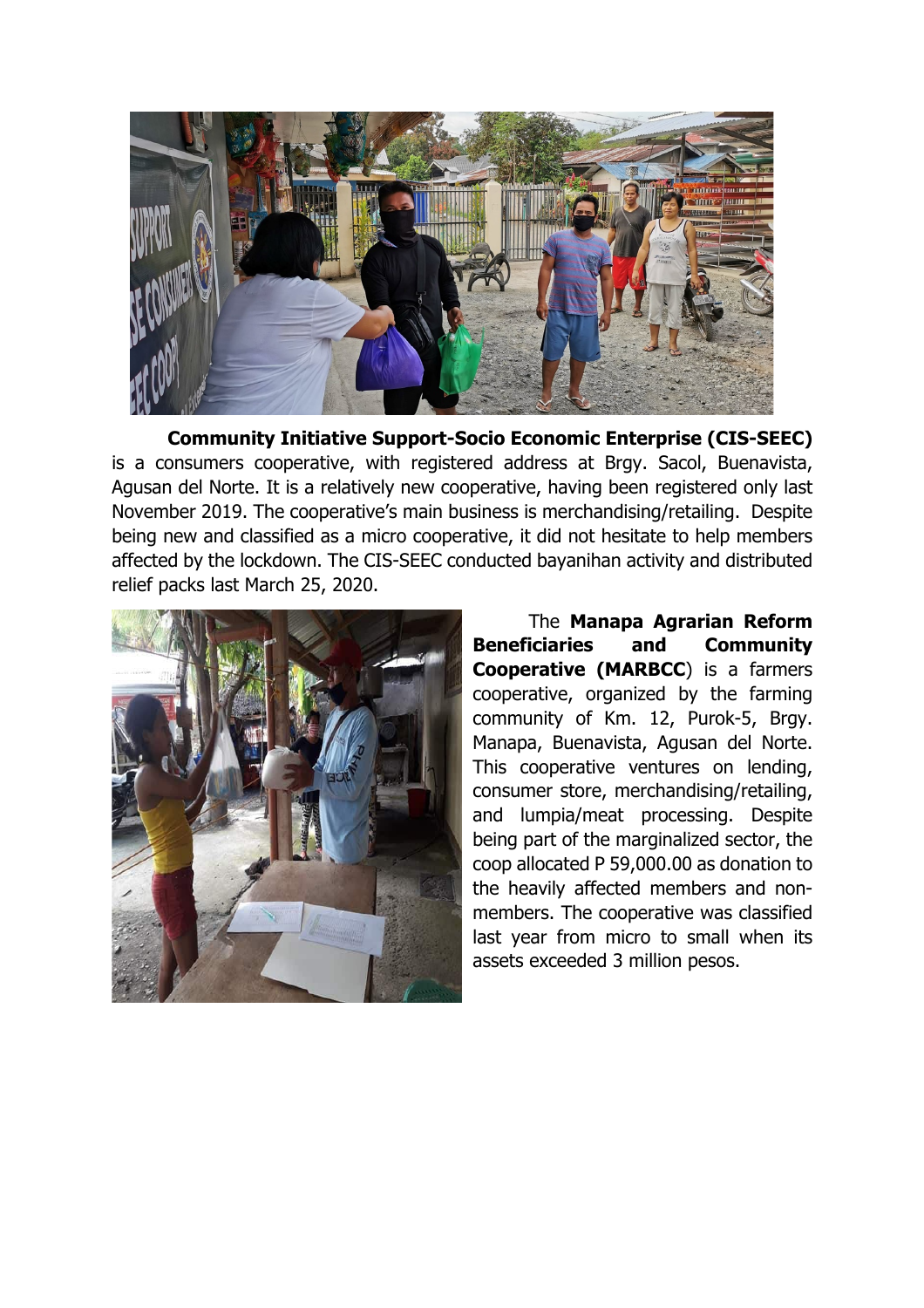**Community Initiative Support-Socio Economic Enterprise (CIS-SEEC)** is a consumers cooperative, with registered address at Brgy. Sacol, Buenavista, Agusan del Norte. It is a relatively new cooperative, having been registered only last November 2019. The cooperative's main business is merchandising/retailing. Despite being new and classified as a micro cooperative, it did not hesitate to help members affected by the lockdown. The CIS-SEEC conducted bayanihan activity and distributed relief packs last March 25, 2020.

The **Manapa Agrarian Reform Beneficiaries and Community Cooperative (MARBCC**) is a farmers cooperative, organized by the farming community of Km. 12, Purok-5, Brgy. Manapa, Buenavista, Agusan del Norte. This cooperative ventures on lending, consumer store, merchandising/retailing, and lumpia/meat processing. Despite being part of the marginalized sector, the coop allocated P 59,000.00 as donation to the heavily affected members and non-members. The cooperative was classified last year from micro to small when its assets exceeded 3 million pesos.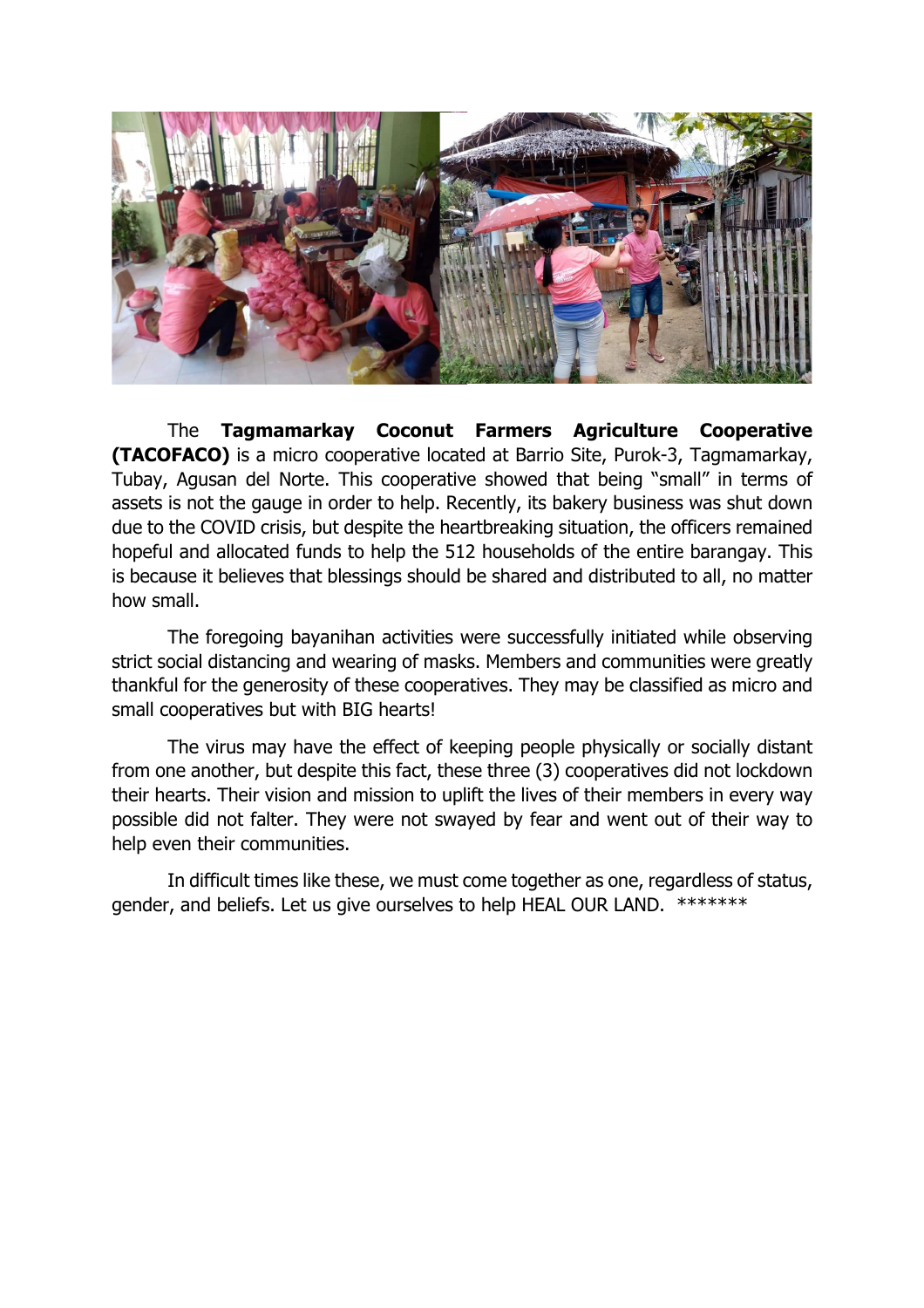The **Tagmamarkay Coconut Farmers Agriculture Cooperative (TACOFACO)** is a micro cooperative located at Barrio Site, Purok-3, Tagmamarkay, Tubay, Agusan del Norte. This cooperative showed that being "small" in terms of assets is not the gauge in order to help. Recently, its bakery business was shut down due to the COVID crisis, but despite the heartbreaking situation, the officers remained hopeful and allocated funds to help the 512 households of the entire barangay. This is because it believes that blessings should be shared and distributed to all, no matter how small.

The foregoing bayanihan activities were successfully initiated while observing strict social distancing and wearing of masks. Members and communities were greatly thankful for the generosity of these cooperatives. They may be classified as micro and small cooperatives but with BIG hearts!

The virus may have the effect of keeping people physically or socially distant from one another, but despite this fact, these three (3) cooperatives did not lockdown their hearts. Their vision and mission to uplift the lives of their members in every way possible did not falter. They were not swayed by fear and went out of their way to help even their communities.

In difficult times like these, we must come together as one, regardless of status, gender, and beliefs. Let us give ourselves to help HEAL OUR LAND. *******